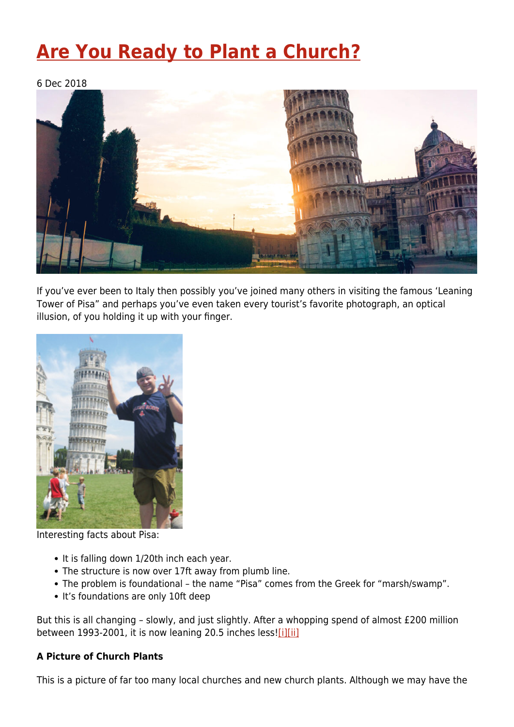# Are You Ready to Plant a Church?

6 Dec 2018

If you've ever been to Italy then possibly you've joined many others in visiting the famous 'Leaning Tower of Pisa" and perhaps you've even taken every tourist's favorite photograph, an optical illusion, of you holding it up with your finger.

Interesting facts about Pisa:

- It is falling down 1/20th inch each year.
- The structure is now over 17ft away from plumb line.
- The problem is foundational – the name "Pisa" comes from the Greek for "marsh/swamp".
- It's foundations are only 10ft deep

But this is all changing – slowly, and just slightly. After a whopping spend of almost £200 million between 1993-2001, it is now leaning 20.5 inches less![i][ii]

**A Picture of Church Plants**

This is a picture of far too many local churches and new church plants. Although we may have the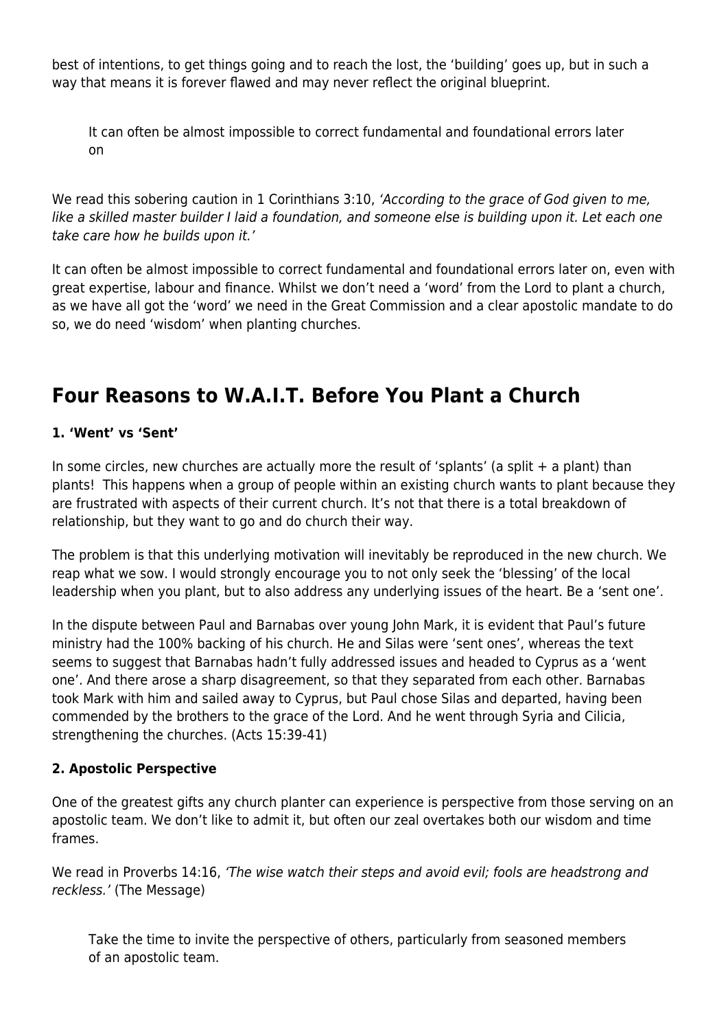best of intentions, to get things going and to reach the lost, the 'building' goes up, but in such a way that means it is forever flawed and may never reflect the original blueprint.

> It can often be almost impossible to correct fundamental and foundational errors later on

We read this sobering caution in 1 Corinthians 3:10, *'According to the grace of God given to me, like a skilled master builder I laid a foundation, and someone else is building upon it. Let each one take care how he builds upon it.'*

It can often be almost impossible to correct fundamental and foundational errors later on, even with great expertise, labour and finance. Whilst we don't need a 'word' from the Lord to plant a church, as we have all got the 'word' we need in the Great Commission and a clear apostolic mandate to do so, we do need 'wisdom' when planting churches.

## Four Reasons to W.A.I.T. Before You Plant a Church

**1. 'Went' vs 'Sent'**

In some circles, new churches are actually more the result of 'splants' (a split + a plant) than plants! This happens when a group of people within an existing church wants to plant because they are frustrated with aspects of their current church. It's not that there is a total breakdown of relationship, but they want to go and do church their way.

The problem is that this underlying motivation will inevitably be reproduced in the new church. We reap what we sow. I would strongly encourage you to not only seek the 'blessing' of the local leadership when you plant, but to also address any underlying issues of the heart. Be a 'sent one'.

In the dispute between Paul and Barnabas over young John Mark, it is evident that Paul's future ministry had the 100% backing of his church. He and Silas were 'sent ones', whereas the text seems to suggest that Barnabas hadn't fully addressed issues and headed to Cyprus as a 'went one'. And there arose a sharp disagreement, so that they separated from each other. Barnabas took Mark with him and sailed away to Cyprus, but Paul chose Silas and departed, having been commended by the brothers to the grace of the Lord. And he went through Syria and Cilicia, strengthening the churches. (Acts 15:39-41)

**2. Apostolic Perspective**

One of the greatest gifts any church planter can experience is perspective from those serving on an apostolic team. We don't like to admit it, but often our zeal overtakes both our wisdom and time frames.

We read in Proverbs 14:16, *'The wise watch their steps and avoid evil; fools are headstrong and reckless.'* (The Message)

> Take the time to invite the perspective of others, particularly from seasoned members of an apostolic team.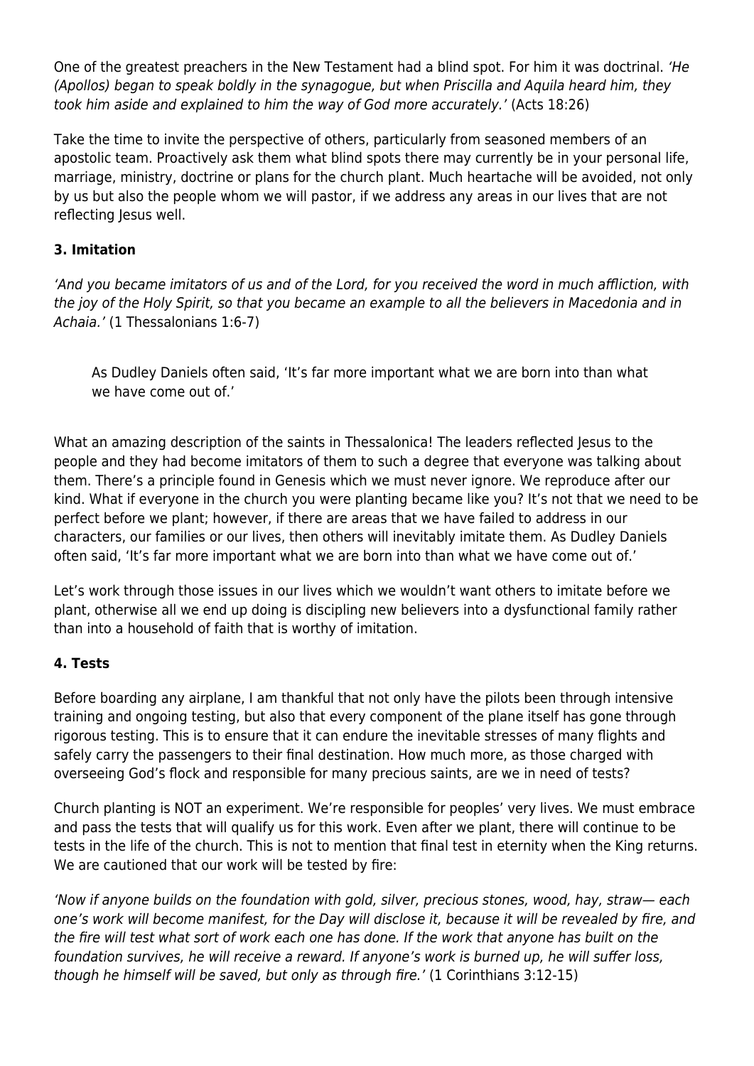One of the greatest preachers in the New Testament had a blind spot. For him it was doctrinal. *'He (Apollos) began to speak boldly in the synagogue, but when Priscilla and Aquila heard him, they took him aside and explained to him the way of God more accurately.'* (Acts 18:26)

Take the time to invite the perspective of others, particularly from seasoned members of an apostolic team. Proactively ask them what blind spots there may currently be in your personal life, marriage, ministry, doctrine or plans for the church plant. Much heartache will be avoided, not only by us but also the people whom we will pastor, if we address any areas in our lives that are not reflecting Jesus well.

### 3. Imitation

*'And you became imitators of us and of the Lord, for you received the word in much affliction, with the joy of the Holy Spirit, so that you became an example to all the believers in Macedonia and in Achaia.'* (1 Thessalonians 1:6-7)

> As Dudley Daniels often said, 'It's far more important what we are born into than what we have come out of.'

What an amazing description of the saints in Thessalonica! The leaders reflected Jesus to the people and they had become imitators of them to such a degree that everyone was talking about them. There's a principle found in Genesis which we must never ignore. We reproduce after our kind. What if everyone in the church you were planting became like you? It's not that we need to be perfect before we plant; however, if there are areas that we have failed to address in our characters, our families or our lives, then others will inevitably imitate them. As Dudley Daniels often said, 'It's far more important what we are born into than what we have come out of.'

Let's work through those issues in our lives which we wouldn't want others to imitate before we plant, otherwise all we end up doing is discipling new believers into a dysfunctional family rather than into a household of faith that is worthy of imitation.

### 4. Tests

Before boarding any airplane, I am thankful that not only have the pilots been through intensive training and ongoing testing, but also that every component of the plane itself has gone through rigorous testing. This is to ensure that it can endure the inevitable stresses of many flights and safely carry the passengers to their final destination. How much more, as those charged with overseeing God's flock and responsible for many precious saints, are we in need of tests?

Church planting is NOT an experiment. We're responsible for peoples' very lives. We must embrace and pass the tests that will qualify us for this work. Even after we plant, there will continue to be tests in the life of the church. This is not to mention that final test in eternity when the King returns. We are cautioned that our work will be tested by fire:

*'Now if anyone builds on the foundation with gold, silver, precious stones, wood, hay, straw— each one's work will become manifest, for the Day will disclose it, because it will be revealed by fire, and the fire will test what sort of work each one has done. If the work that anyone has built on the foundation survives, he will receive a reward. If anyone's work is burned up, he will suffer loss, though he himself will be saved, but only as through fire.'* (1 Corinthians 3:12-15)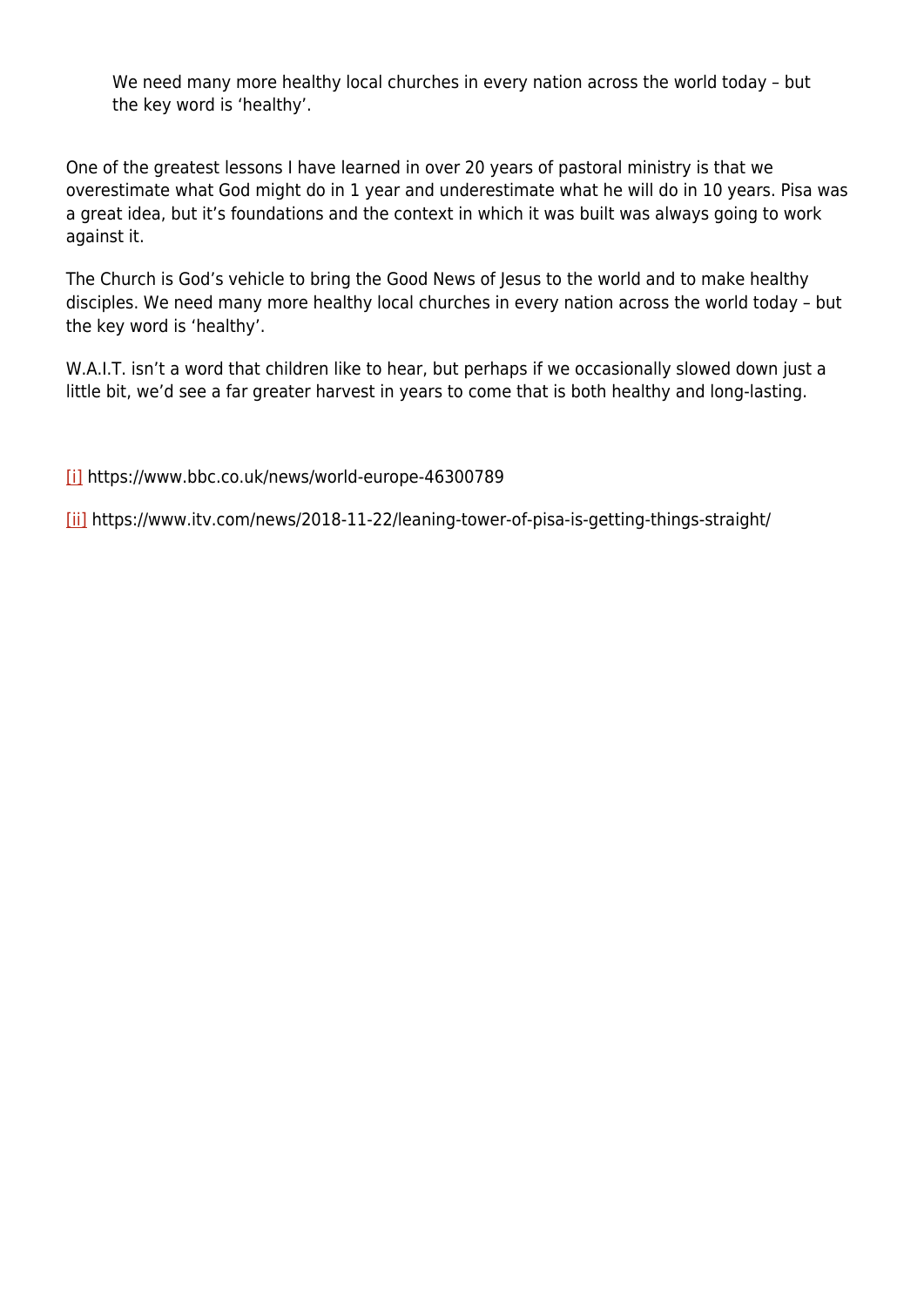> We need many more healthy local churches in every nation across the world today – but the key word is 'healthy'.

One of the greatest lessons I have learned in over 20 years of pastoral ministry is that we overestimate what God might do in 1 year and underestimate what he will do in 10 years. Pisa was a great idea, but it's foundations and the context in which it was built was always going to work against it.

The Church is God's vehicle to bring the Good News of Jesus to the world and to make healthy disciples. We need many more healthy local churches in every nation across the world today – but the key word is 'healthy'.

W.A.I.T. isn't a word that children like to hear, but perhaps if we occasionally slowed down just a little bit, we'd see a far greater harvest in years to come that is both healthy and long-lasting.

[i] https://www.bbc.co.uk/news/world-europe-46300789

[ii] https://www.itv.com/news/2018-11-22/leaning-tower-of-pisa-is-getting-things-straight/